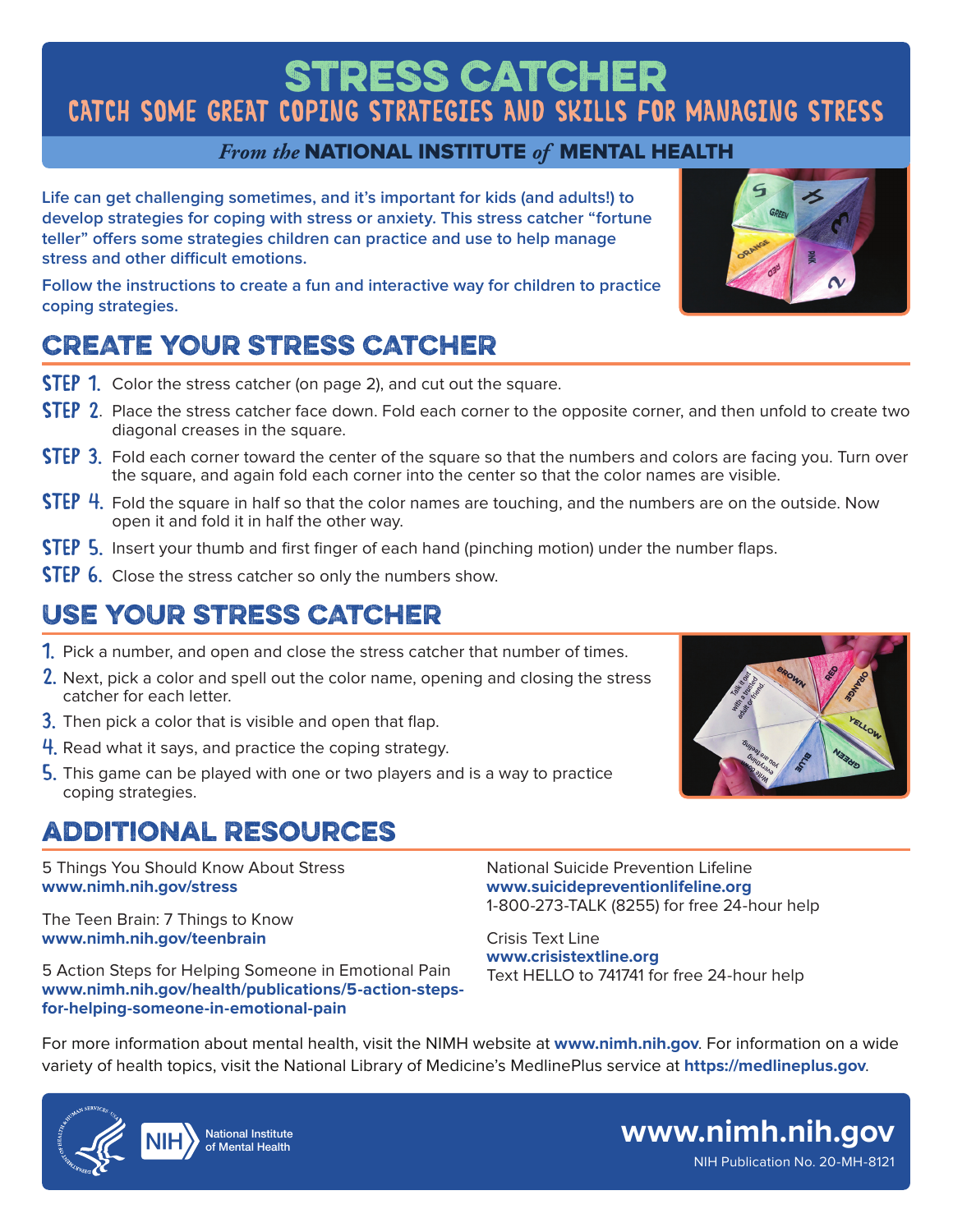# STRESS CATCHER

## CATCH SOME GREAT COPING STRATEGIES AND SKILLS FOR MANAGING STRESS

*From the* **NATIONAL INSTITUTE** *of* **MENTAL HEALTH**

**Life can get challenging sometimes, and it's important for kids (and adults!) to develop strategies for coping with stress or anxiety. This stress catcher "fortune teller" offers some strategies children can practice and use to help manage stress and other difficult emotions.**

**Follow the instructions to create a fun and interactive way for children to practice coping strategies.**

## CREATE YOUR STRESS CATCHER

**STEP 1.** Color the stress catcher (on page 2), and cut out the square.

**STEP 2.** Place the stress catcher face down. Fold each corner to the opposite corner, and then unfold to create two diagonal creases in the square.

**STEP 3.** Fold each corner toward the center of the square so that the numbers and colors are facing you. Turn over the square, and again fold each corner into the center so that the color names are visible.

**STEP 4.** Fold the square in half so that the color names are touching, and the numbers are on the outside. Now open it and fold it in half the other way.

**STEP 5.** Insert your thumb and first finger of each hand (pinching motion) under the number flaps.

**STEP 6.** Close the stress catcher so only the numbers show.

## USE YOUR STRESS CATCHER

1. Pick a number, and open and close the stress catcher that number of times.
2. Next, pick a color and spell out the color name, opening and closing the stress catcher for each letter.
3. Then pick a color that is visible and open that flap.
4. Read what it says, and practice the coping strategy.
5. This game can be played with one or two players and is a way to practice coping strategies.

## ADDITIONAL RESOURCES

5 Things You Should Know About Stress
**www.nimh.nih.gov/stress**

The Teen Brain: 7 Things to Know
**www.nimh.nih.gov/teenbrain**

5 Action Steps for Helping Someone in Emotional Pain
**www.nimh.nih.gov/health/publications/5-action-steps-for-helping-someone-in-emotional-pain**

National Suicide Prevention Lifeline
**www.suicidepreventionlifeline.org**
1-800-273-TALK (8255) for free 24-hour help

Crisis Text Line
**www.crisistextline.org**
Text HELLO to 741741 for free 24-hour help

For more information about mental health, visit the NIMH website at **www.nimh.nih.gov**. For information on a wide variety of health topics, visit the National Library of Medicine's MedlinePlus service at **https://medlineplus.gov**.

NIH National Institute of Mental Health

**www.nimh.nih.gov**

NIH Publication No. 20-MH-8121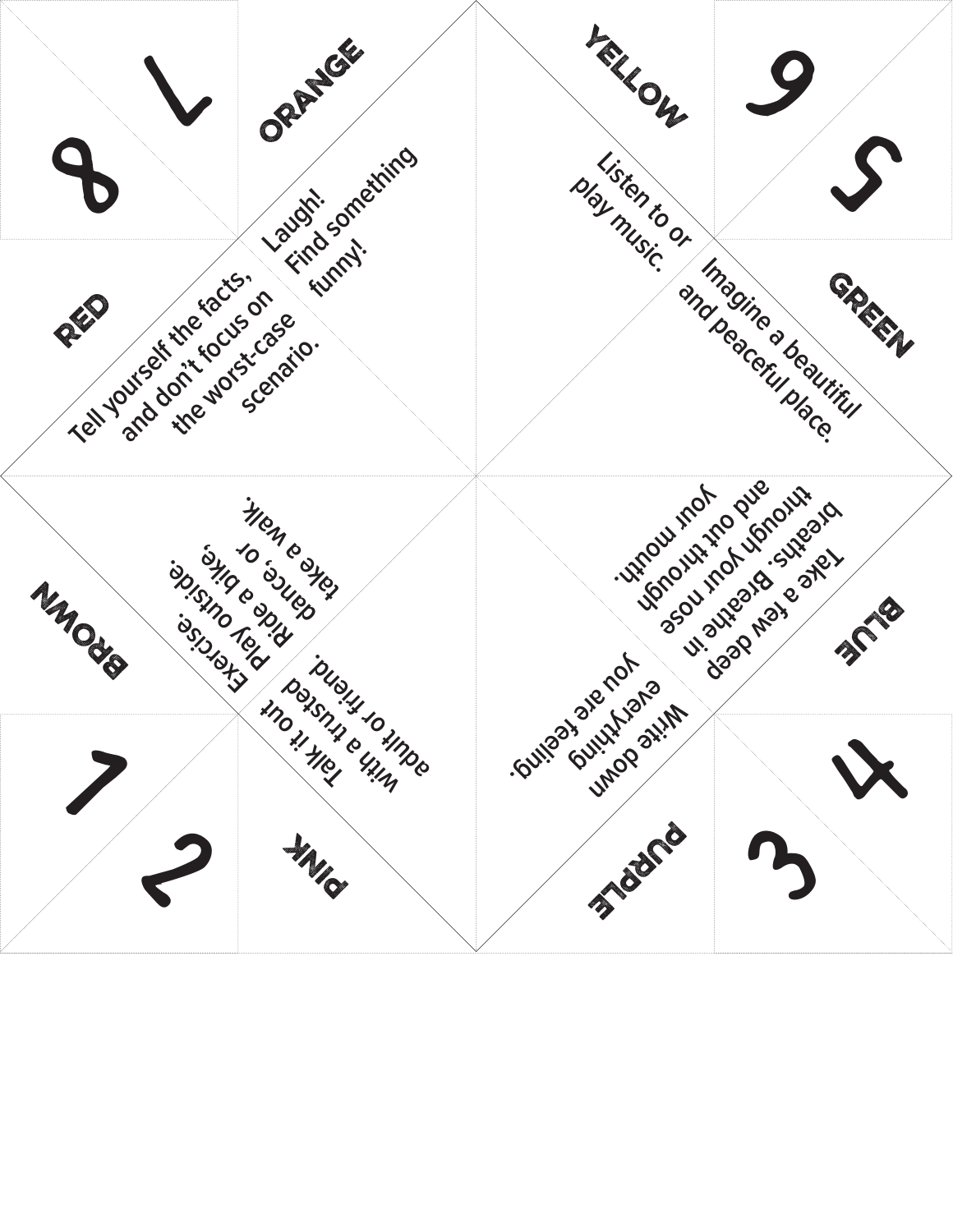8

7

ORANGE

Laugh! Find something funny!

RED

Tell yourself the facts, and don't focus on the worst-case scenario.

YELLOW

Listen to or play music.

6

5

GREEN

Imagine a beautiful and peaceful place.

BROWN

Exercise. Play outside. Ride a bike, dance, or take a walk.

1

2

PINK

Talk it out with a trusted adult or friend.

BLUE

Take a few deep breaths. Breathe in through your nose and out through your mouth.

PURPLE

Write down everything you are feeling.

3

4